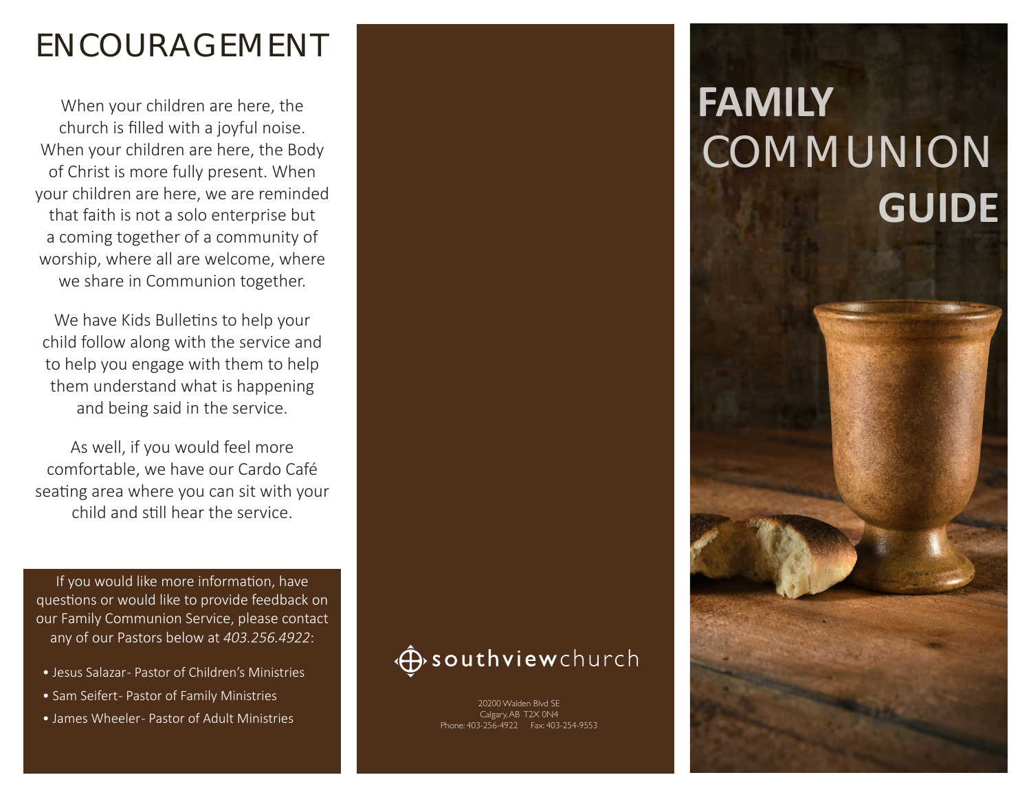# ENCOURAGEMENT

When your children are here, the church is filled with a joyful noise. When your children are here, the Body of Christ is more fully present. When your children are here, we are reminded that faith is not a solo enterprise but a coming together of a community of worship, where all are welcome, where we share in Communion together.

We have Kids Bulletins to help your child follow along with the service and to help you engage with them to help them understand what is happening and being said in the service.

As well, if you would feel more comfortable, we have our Cardo Café seating area where you can sit with your child and still hear the service.

If you would like more information, have questions or would like to provide feedback on our Family Communion Service, please contact any of our Pastors below at *403.256.4922*:

- Jesus Salazar- Pastor of Children's Ministries
- Sam Seifert- Pastor of Family Ministries
- James Wheeler- Pastor of Adult Ministries

**southview**church

20200 Walden Blvd SE
Calgary, AB T2X 0N4
Phone: 403-256-4922 Fax: 403-254-9553

# FAMILY COMMUNION GUIDE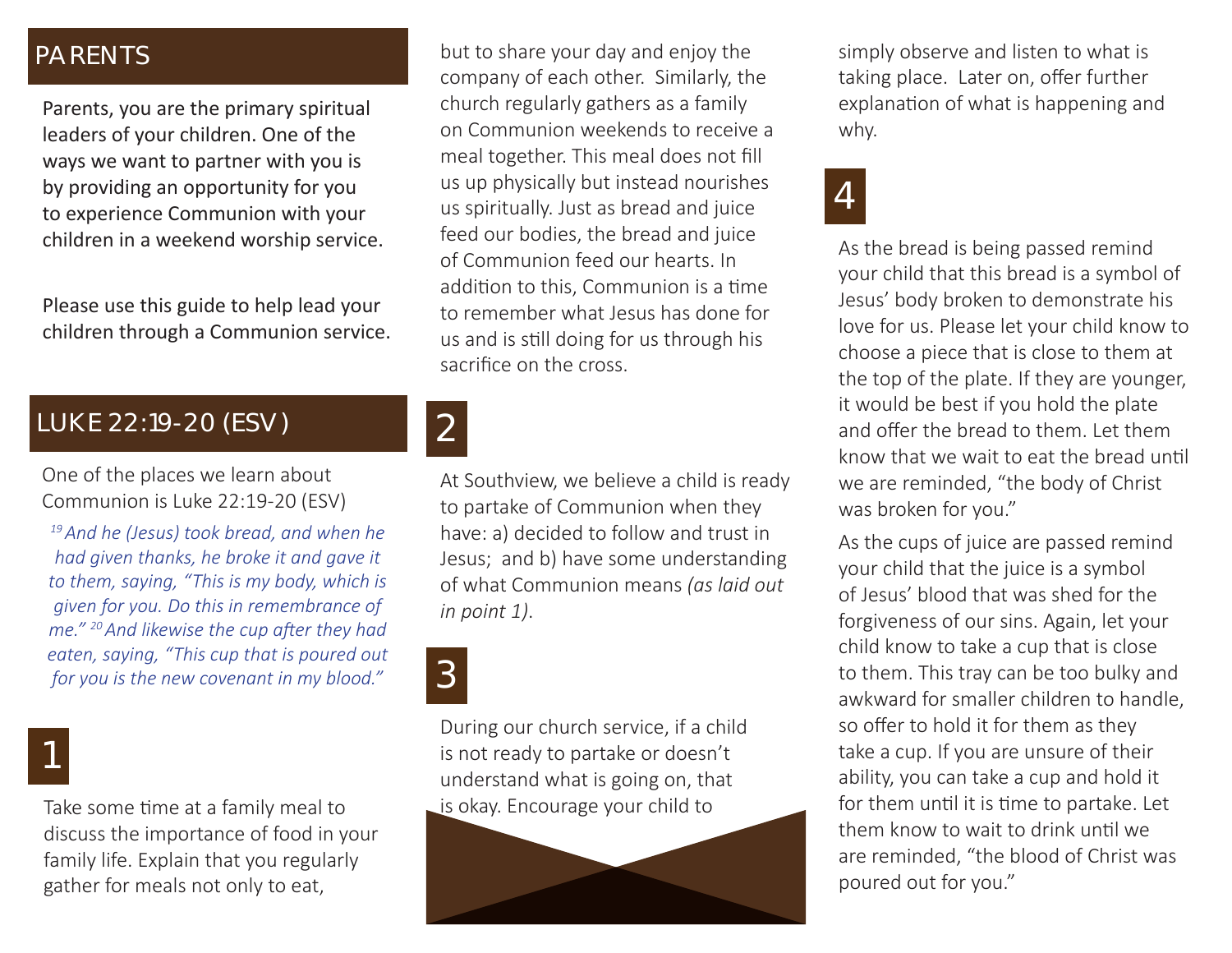## PARENTS

Parents, you are the primary spiritual leaders of your children. One of the ways we want to partner with you is by providing an opportunity for you to experience Communion with your children in a weekend worship service.

Please use this guide to help lead your children through a Communion service.

## LUKE 22:19-20 (ESV)

One of the places we learn about Communion is Luke 22:19-20 (ESV)

*[19] And he (Jesus) took bread, and when he had given thanks, he broke it and gave it to them, saying, "This is my body, which is given for you. Do this in remembrance of me." [20] And likewise the cup after they had eaten, saying, "This cup that is poured out for you is the new covenant in my blood."*

## 1

Take some time at a family meal to discuss the importance of food in your family life. Explain that you regularly gather for meals not only to eat, but to share your day and enjoy the company of each other. Similarly, the church regularly gathers as a family on Communion weekends to receive a meal together. This meal does not fill us up physically but instead nourishes us spiritually. Just as bread and juice feed our bodies, the bread and juice of Communion feed our hearts. In addition to this, Communion is a time to remember what Jesus has done for us and is still doing for us through his sacrifice on the cross.

## 2

At Southview, we believe a child is ready to partake of Communion when they have: a) decided to follow and trust in Jesus; and b) have some understanding of what Communion means *(as laid out in point 1)*.

## 3

During our church service, if a child is not ready to partake or doesn't understand what is going on, that is okay. Encourage your child to simply observe and listen to what is taking place. Later on, offer further explanation of what is happening and why.

## 4

As the bread is being passed remind your child that this bread is a symbol of Jesus' body broken to demonstrate his love for us. Please let your child know to choose a piece that is close to them at the top of the plate. If they are younger, it would be best if you hold the plate and offer the bread to them. Let them know that we wait to eat the bread until we are reminded, "the body of Christ was broken for you."

As the cups of juice are passed remind your child that the juice is a symbol of Jesus' blood that was shed for the forgiveness of our sins. Again, let your child know to take a cup that is close to them. This tray can be too bulky and awkward for smaller children to handle, so offer to hold it for them as they take a cup. If you are unsure of their ability, you can take a cup and hold it for them until it is time to partake. Let them know to wait to drink until we are reminded, "the blood of Christ was poured out for you."